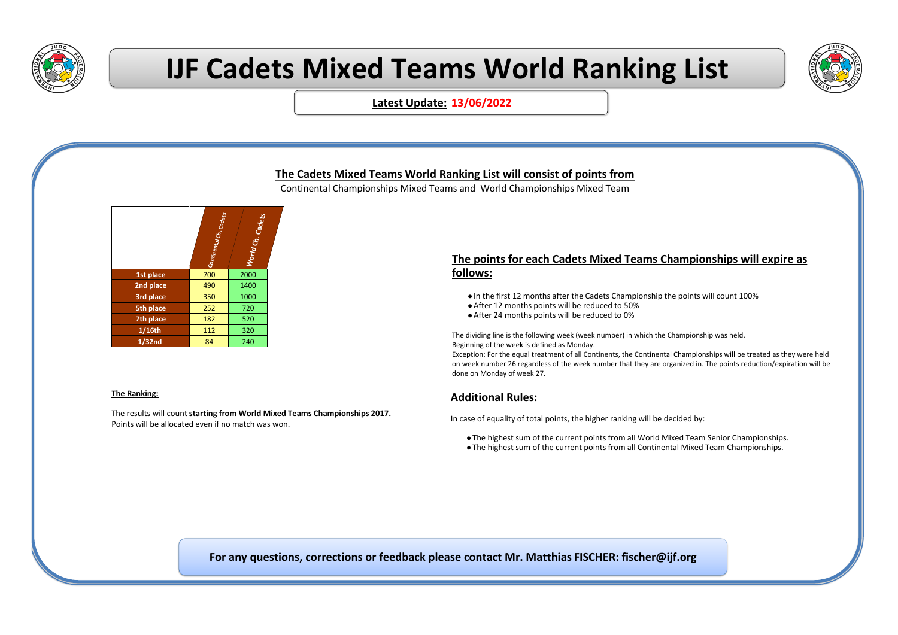# IJF Cadets Mixed Teams World Ranking List

**Latest Update: 13/06/2022**

## The Cadets Mixed Teams World Ranking List will consist of points from

Continental Championships Mixed Teams and World Championships Mixed Team

| | Continental Ch. Cadets | World Ch. Cadets |
|---|---|---|
| 1st place | 700 | 2000 |
| 2nd place | 490 | 1400 |
| 3rd place | 350 | 1000 |
| 5th place | 252 | 720 |
| 7th place | 182 | 520 |
| 1/16th | 112 | 320 |
| 1/32nd | 84 | 240 |

## The points for each Cadets Mixed Teams Championships will expire as follows:

- In the first 12 months after the Cadets Championship the points will count 100%
- After 12 months points will be reduced to 50%
- After 24 months points will be reduced to 0%

The dividing line is the following week (week number) in which the Championship was held.
Beginning of the week is defined as Monday.
Exception: For the equal treatment of all Continents, the Continental Championships will be treated as they were held on week number 26 regardless of the week number that they are organized in. The points reduction/expiration will be done on Monday of week 27.

**The Ranking:**

The results will count **starting from World Mixed Teams Championships 2017.**
Points will be allocated even if no match was won.

## Additional Rules:

In case of equality of total points, the higher ranking will be decided by:

- The highest sum of the current points from all World Mixed Team Senior Championships.
- The highest sum of the current points from all Continental Mixed Team Championships.

**For any questions, corrections or feedback please contact Mr. Matthias FISCHER: fischer@ijf.org**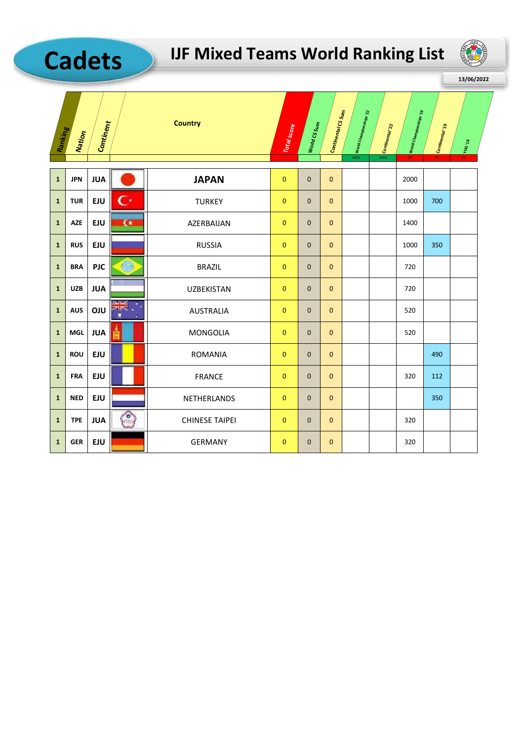# Cadets

## IJF Mixed Teams World Ranking List

13/06/2022

| Ranking | Nation | Continent | | Country | Total score | World CS Sum | Continental CS Sum | World Championships '22 | Continental '22 | World Championships '19 | Continental '19 | YOG '18 |
|---|---|---|---|---|---|---|---|---|---|---|---|---|
| | | | | | | | | 100% | 100% | 0% | 0% | 0% |
| 1 | JPN | JUA | | **JAPAN** | 0 | 0 | 0 | | | 2000 | | |
| 1 | TUR | EJU | | TURKEY | 0 | 0 | 0 | | | 1000 | 700 | |
| 1 | AZE | EJU | | AZERBAIJAN | 0 | 0 | 0 | | | 1400 | | |
| 1 | RUS | EJU | | RUSSIA | 0 | 0 | 0 | | | 1000 | 350 | |
| 1 | BRA | PJC | | BRAZIL | 0 | 0 | 0 | | | 720 | | |
| 1 | UZB | JUA | | UZBEKISTAN | 0 | 0 | 0 | | | 720 | | |
| 1 | AUS | OJU | | AUSTRALIA | 0 | 0 | 0 | | | 520 | | |
| 1 | MGL | JUA | | MONGOLIA | 0 | 0 | 0 | | | 520 | | |
| 1 | ROU | EJU | | ROMANIA | 0 | 0 | 0 | | | | 490 | |
| 1 | FRA | EJU | | FRANCE | 0 | 0 | 0 | | | 320 | 112 | |
| 1 | NED | EJU | | NETHERLANDS | 0 | 0 | 0 | | | | 350 | |
| 1 | TPE | JUA | | CHINESE TAIPEI | 0 | 0 | 0 | | | 320 | | |
| 1 | GER | EJU | | GERMANY | 0 | 0 | 0 | | | 320 | | |